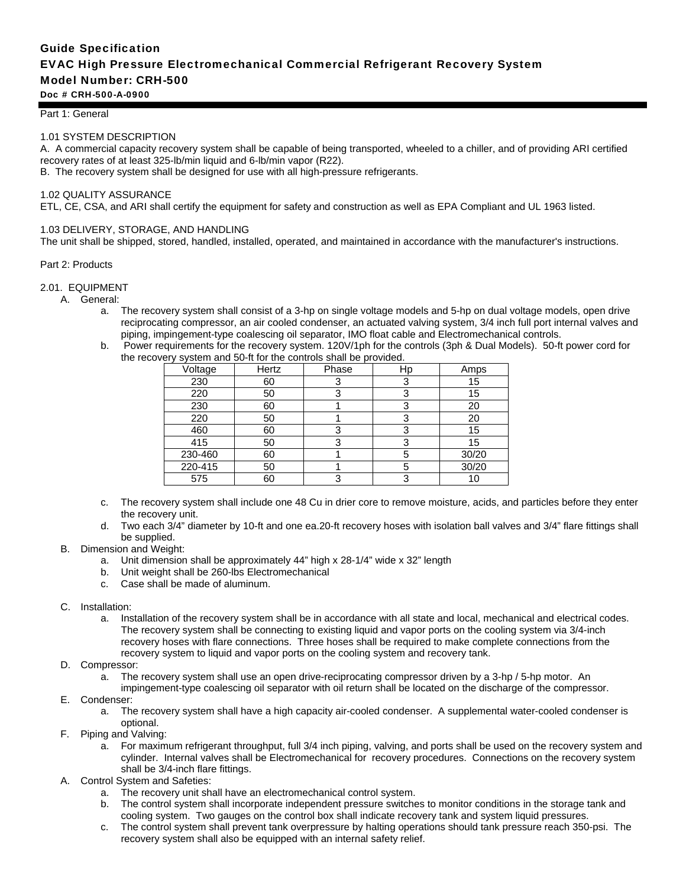# Guide Specification

## EVAC High Pressure Electromechanical Commercial Refrigerant Recovery System

## Model Number: CRH-500

**Doc # CRH-500-A-0900**

Part 1: General

1.01 SYSTEM DESCRIPTION

A. A commercial capacity recovery system shall be capable of being transported, wheeled to a chiller, and of providing ARI certified recovery rates of at least 325-lb/min liquid and 6-lb/min vapor (R22).

B. The recovery system shall be designed for use with all high-pressure refrigerants.

1.02 QUALITY ASSURANCE

ETL, CE, CSA, and ARI shall certify the equipment for safety and construction as well as EPA Compliant and UL 1963 listed.

1.03 DELIVERY, STORAGE, AND HANDLING

The unit shall be shipped, stored, handled, installed, operated, and maintained in accordance with the manufacturer's instructions.

Part 2: Products

2.01. EQUIPMENT

A. General:

a. The recovery system shall consist of a 3-hp on single voltage models and 5-hp on dual voltage models, open drive reciprocating compressor, an air cooled condenser, an actuated valving system, 3/4 inch full port internal valves and piping, impingement-type coalescing oil separator, IMO float cable and Electromechanical controls.

b. Power requirements for the recovery system. 120V/1ph for the controls (3ph & Dual Models). 50-ft power cord for the recovery system and 50-ft for the controls shall be provided.

| Voltage | Hertz | Phase | Hp | Amps |
|---|---|---|---|---|
| 230 | 60 | 3 | 3 | 15 |
| 220 | 50 | 3 | 3 | 15 |
| 230 | 60 | 1 | 3 | 20 |
| 220 | 50 | 1 | 3 | 20 |
| 460 | 60 | 3 | 3 | 15 |
| 415 | 50 | 3 | 3 | 15 |
| 230-460 | 60 | 1 | 5 | 30/20 |
| 220-415 | 50 | 1 | 5 | 30/20 |
| 575 | 60 | 3 | 3 | 10 |

c. The recovery system shall include one 48 Cu in drier core to remove moisture, acids, and particles before they enter the recovery unit.

d. Two each 3/4" diameter by 10-ft and one ea.20-ft recovery hoses with isolation ball valves and 3/4" flare fittings shall be supplied.

B. Dimension and Weight:

a. Unit dimension shall be approximately 44" high x 28-1/4" wide x 32" length

b. Unit weight shall be 260-lbs Electromechanical

c. Case shall be made of aluminum.

C. Installation:

a. Installation of the recovery system shall be in accordance with all state and local, mechanical and electrical codes. The recovery system shall be connecting to existing liquid and vapor ports on the cooling system via 3/4-inch recovery hoses with flare connections. Three hoses shall be required to make complete connections from the recovery system to liquid and vapor ports on the cooling system and recovery tank.

D. Compressor:

a. The recovery system shall use an open drive-reciprocating compressor driven by a 3-hp / 5-hp motor. An impingement-type coalescing oil separator with oil return shall be located on the discharge of the compressor.

E. Condenser:

a. The recovery system shall have a high capacity air-cooled condenser. A supplemental water-cooled condenser is optional.

F. Piping and Valving:

a. For maximum refrigerant throughput, full 3/4 inch piping, valving, and ports shall be used on the recovery system and cylinder. Internal valves shall be Electromechanical for recovery procedures. Connections on the recovery system shall be 3/4-inch flare fittings.

A. Control System and Safeties:

a. The recovery unit shall have an electromechanical control system.

b. The control system shall incorporate independent pressure switches to monitor conditions in the storage tank and cooling system. Two gauges on the control box shall indicate recovery tank and system liquid pressures.

c. The control system shall prevent tank overpressure by halting operations should tank pressure reach 350-psi. The recovery system shall also be equipped with an internal safety relief.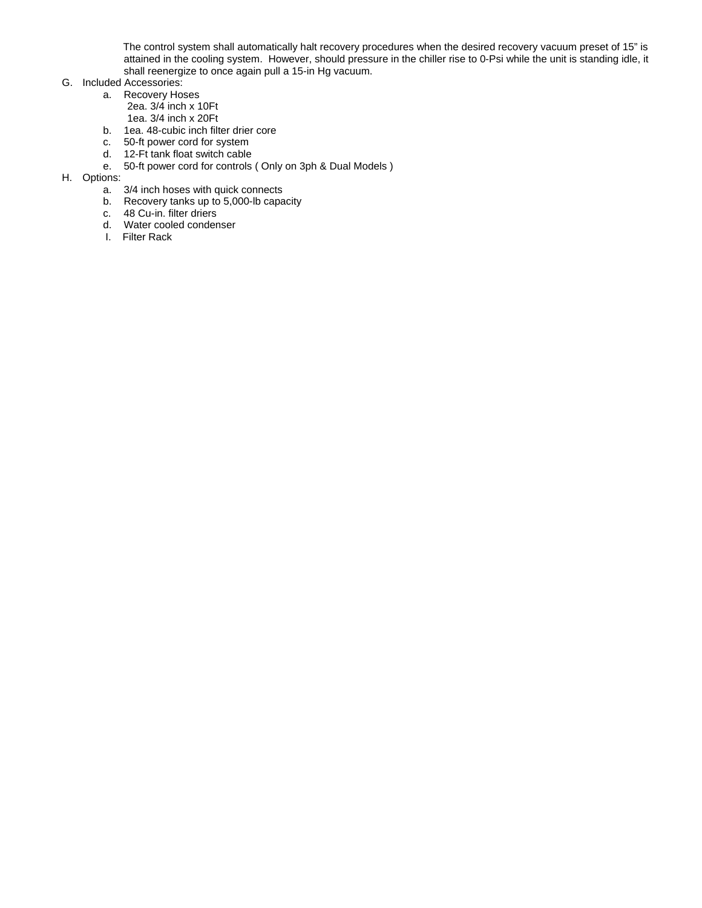The control system shall automatically halt recovery procedures when the desired recovery vacuum preset of 15" is attained in the cooling system. However, should pressure in the chiller rise to 0-Psi while the unit is standing idle, it shall reenergize to once again pull a 15-in Hg vacuum.

G. Included Accessories:
   a. Recovery Hoses
      2ea. 3/4 inch x 10Ft
      1ea. 3/4 inch x 20Ft
   b. 1ea. 48-cubic inch filter drier core
   c. 50-ft power cord for system
   d. 12-Ft tank float switch cable
   e. 50-ft power cord for controls ( Only on 3ph & Dual Models )

H. Options:
   a. 3/4 inch hoses with quick connects
   b. Recovery tanks up to 5,000-lb capacity
   c. 48 Cu-in. filter driers
   d. Water cooled condenser
   I. Filter Rack